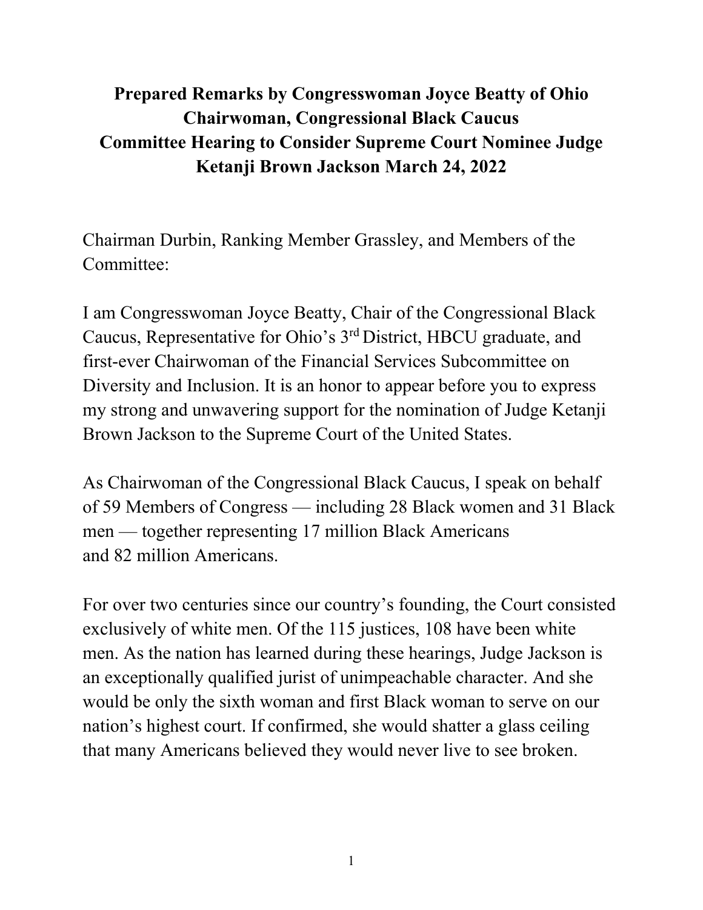# Prepared Remarks by Congresswoman Joyce Beatty of Ohio
# Chairwoman, Congressional Black Caucus
# Committee Hearing to Consider Supreme Court Nominee Judge Ketanji Brown Jackson March 24, 2022

Chairman Durbin, Ranking Member Grassley, and Members of the Committee:

I am Congresswoman Joyce Beatty, Chair of the Congressional Black Caucus, Representative for Ohio's 3rd District, HBCU graduate, and first-ever Chairwoman of the Financial Services Subcommittee on Diversity and Inclusion. It is an honor to appear before you to express my strong and unwavering support for the nomination of Judge Ketanji Brown Jackson to the Supreme Court of the United States.

As Chairwoman of the Congressional Black Caucus, I speak on behalf of 59 Members of Congress — including 28 Black women and 31 Black men — together representing 17 million Black Americans and 82 million Americans.

For over two centuries since our country's founding, the Court consisted exclusively of white men. Of the 115 justices, 108 have been white men. As the nation has learned during these hearings, Judge Jackson is an exceptionally qualified jurist of unimpeachable character. And she would be only the sixth woman and first Black woman to serve on our nation's highest court. If confirmed, she would shatter a glass ceiling that many Americans believed they would never live to see broken.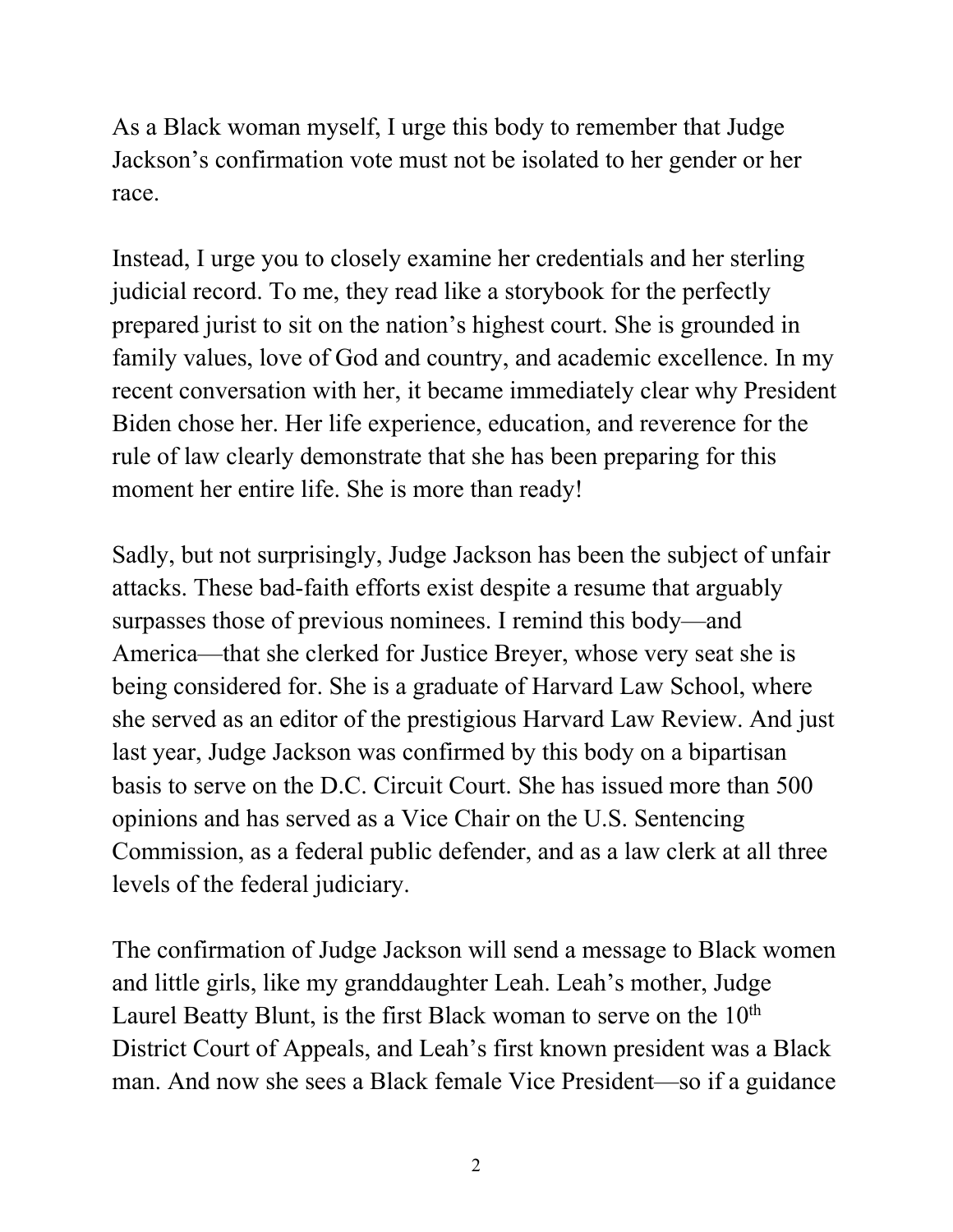As a Black woman myself, I urge this body to remember that Judge Jackson's confirmation vote must not be isolated to her gender or her race.

Instead, I urge you to closely examine her credentials and her sterling judicial record. To me, they read like a storybook for the perfectly prepared jurist to sit on the nation's highest court. She is grounded in family values, love of God and country, and academic excellence. In my recent conversation with her, it became immediately clear why President Biden chose her. Her life experience, education, and reverence for the rule of law clearly demonstrate that she has been preparing for this moment her entire life. She is more than ready!

Sadly, but not surprisingly, Judge Jackson has been the subject of unfair attacks. These bad-faith efforts exist despite a resume that arguably surpasses those of previous nominees. I remind this body—and America—that she clerked for Justice Breyer, whose very seat she is being considered for. She is a graduate of Harvard Law School, where she served as an editor of the prestigious Harvard Law Review. And just last year, Judge Jackson was confirmed by this body on a bipartisan basis to serve on the D.C. Circuit Court. She has issued more than 500 opinions and has served as a Vice Chair on the U.S. Sentencing Commission, as a federal public defender, and as a law clerk at all three levels of the federal judiciary.

The confirmation of Judge Jackson will send a message to Black women and little girls, like my granddaughter Leah. Leah's mother, Judge Laurel Beatty Blunt, is the first Black woman to serve on the 10th District Court of Appeals, and Leah's first known president was a Black man. And now she sees a Black female Vice President—so if a guidance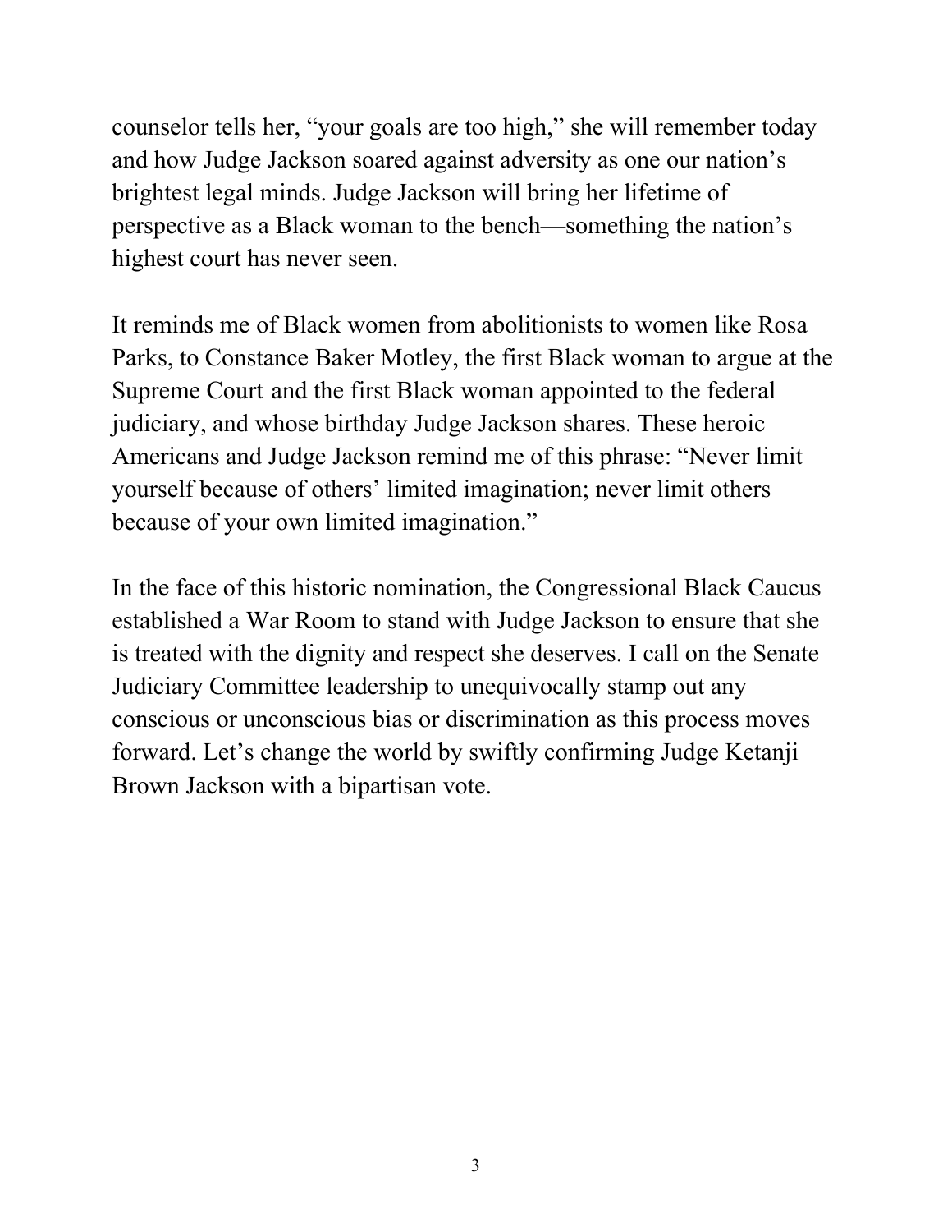counselor tells her, "your goals are too high," she will remember today and how Judge Jackson soared against adversity as one our nation's brightest legal minds. Judge Jackson will bring her lifetime of perspective as a Black woman to the bench—something the nation's highest court has never seen.

It reminds me of Black women from abolitionists to women like Rosa Parks, to Constance Baker Motley, the first Black woman to argue at the Supreme Court and the first Black woman appointed to the federal judiciary, and whose birthday Judge Jackson shares. These heroic Americans and Judge Jackson remind me of this phrase: "Never limit yourself because of others' limited imagination; never limit others because of your own limited imagination."

In the face of this historic nomination, the Congressional Black Caucus established a War Room to stand with Judge Jackson to ensure that she is treated with the dignity and respect she deserves. I call on the Senate Judiciary Committee leadership to unequivocally stamp out any conscious or unconscious bias or discrimination as this process moves forward. Let's change the world by swiftly confirming Judge Ketanji Brown Jackson with a bipartisan vote.